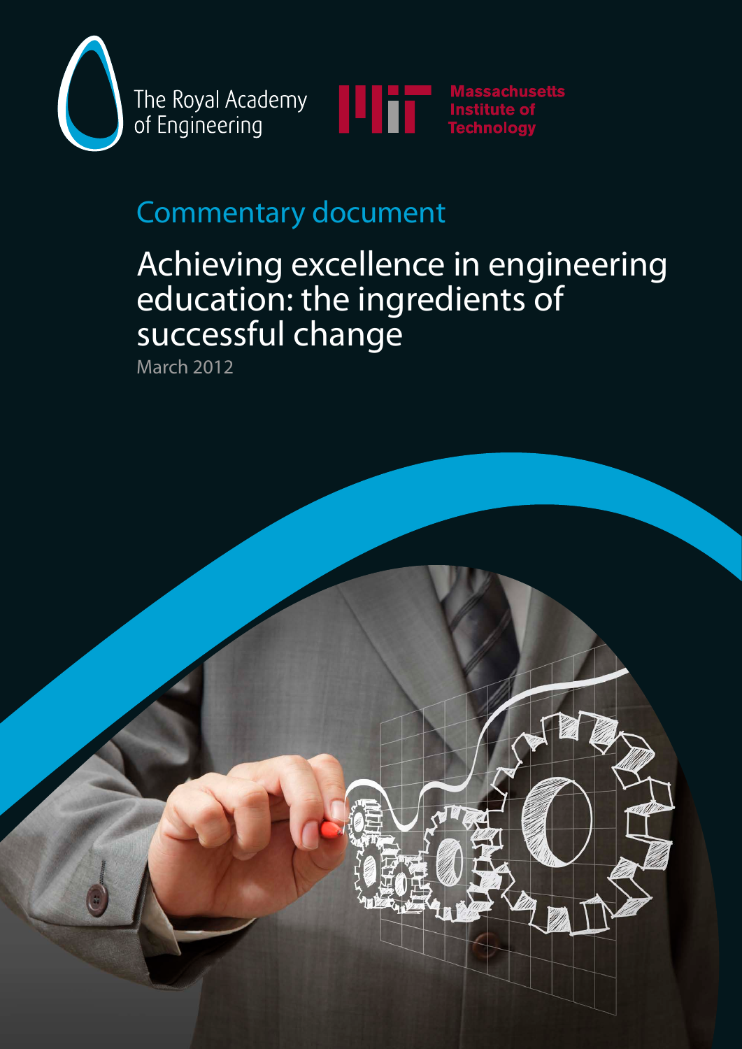The Royal Academy of Engineering

Massachusetts Institute of Technology

## Commentary document

# Achieving excellence in engineering education: the ingredients of successful change

March 2012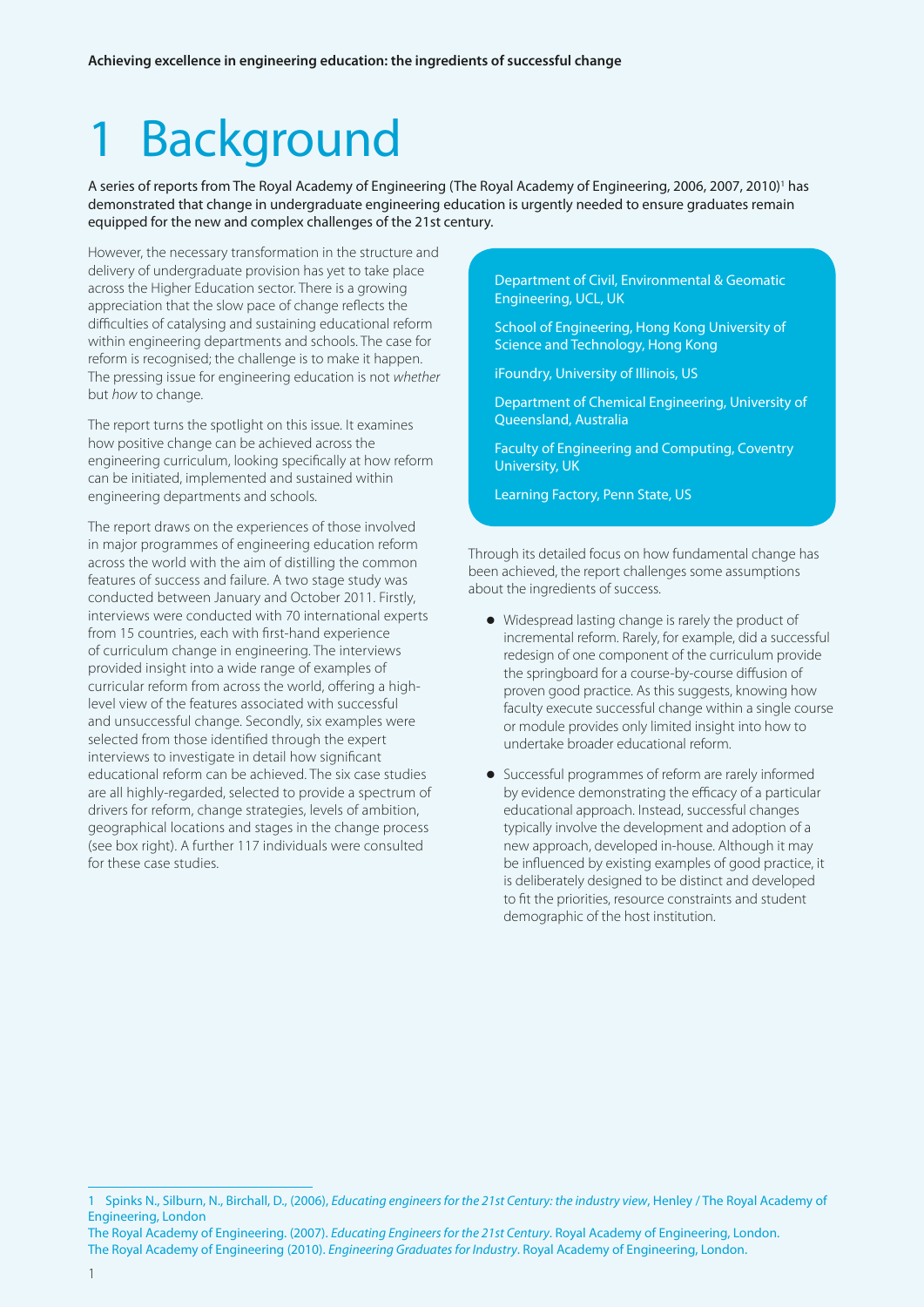# 1 Background

**A series of reports from The Royal Academy of Engineering (The Royal Academy of Engineering, 2006, 2007, 2010)[1] has demonstrated that change in undergraduate engineering education is urgently needed to ensure graduates remain equipped for the new and complex challenges of the 21st century.**

However, the necessary transformation in the structure and delivery of undergraduate provision has yet to take place across the Higher Education sector. There is a growing appreciation that the slow pace of change reflects the difficulties of catalysing and sustaining educational reform within engineering departments and schools. The case for reform is recognised; the challenge is to make it happen. The pressing issue for engineering education is not *whether* but *how* to change.

The report turns the spotlight on this issue. It examines how positive change can be achieved across the engineering curriculum, looking specifically at how reform can be initiated, implemented and sustained within engineering departments and schools.

The report draws on the experiences of those involved in major programmes of engineering education reform across the world with the aim of distilling the common features of success and failure. A two stage study was conducted between January and October 2011. Firstly, interviews were conducted with 70 international experts from 15 countries, each with first-hand experience of curriculum change in engineering. The interviews provided insight into a wide range of examples of curricular reform from across the world, offering a high-level view of the features associated with successful and unsuccessful change. Secondly, six examples were selected from those identified through the expert interviews to investigate in detail how significant educational reform can be achieved. The six case studies are all highly-regarded, selected to provide a spectrum of drivers for reform, change strategies, levels of ambition, geographical locations and stages in the change process (see box right). A further 117 individuals were consulted for these case studies.

> Department of Civil, Environmental & Geomatic Engineering, UCL, UK
>
> School of Engineering, Hong Kong University of Science and Technology, Hong Kong
>
> iFoundry, University of Illinois, US
>
> Department of Chemical Engineering, University of Queensland, Australia
>
> Faculty of Engineering and Computing, Coventry University, UK
>
> Learning Factory, Penn State, US

Through its detailed focus on how fundamental change has been achieved, the report challenges some assumptions about the ingredients of success.

- Widespread lasting change is rarely the product of incremental reform. Rarely, for example, did a successful redesign of one component of the curriculum provide the springboard for a course-by-course diffusion of proven good practice. As this suggests, knowing how faculty execute successful change within a single course or module provides only limited insight into how to undertake broader educational reform.
- Successful programmes of reform are rarely informed by evidence demonstrating the efficacy of a particular educational approach. Instead, successful changes typically involve the development and adoption of a new approach, developed in-house. Although it may be influenced by existing examples of good practice, it is deliberately designed to be distinct and developed to fit the priorities, resource constraints and student demographic of the host institution.

---

1 Spinks N., Silburn, N., Birchall, D., (2006), *Educating engineers for the 21st Century: the industry view*, Henley / The Royal Academy of Engineering, London
The Royal Academy of Engineering. (2007). *Educating Engineers for the 21st Century*. Royal Academy of Engineering, London.
The Royal Academy of Engineering (2010). *Engineering Graduates for Industry*. Royal Academy of Engineering, London.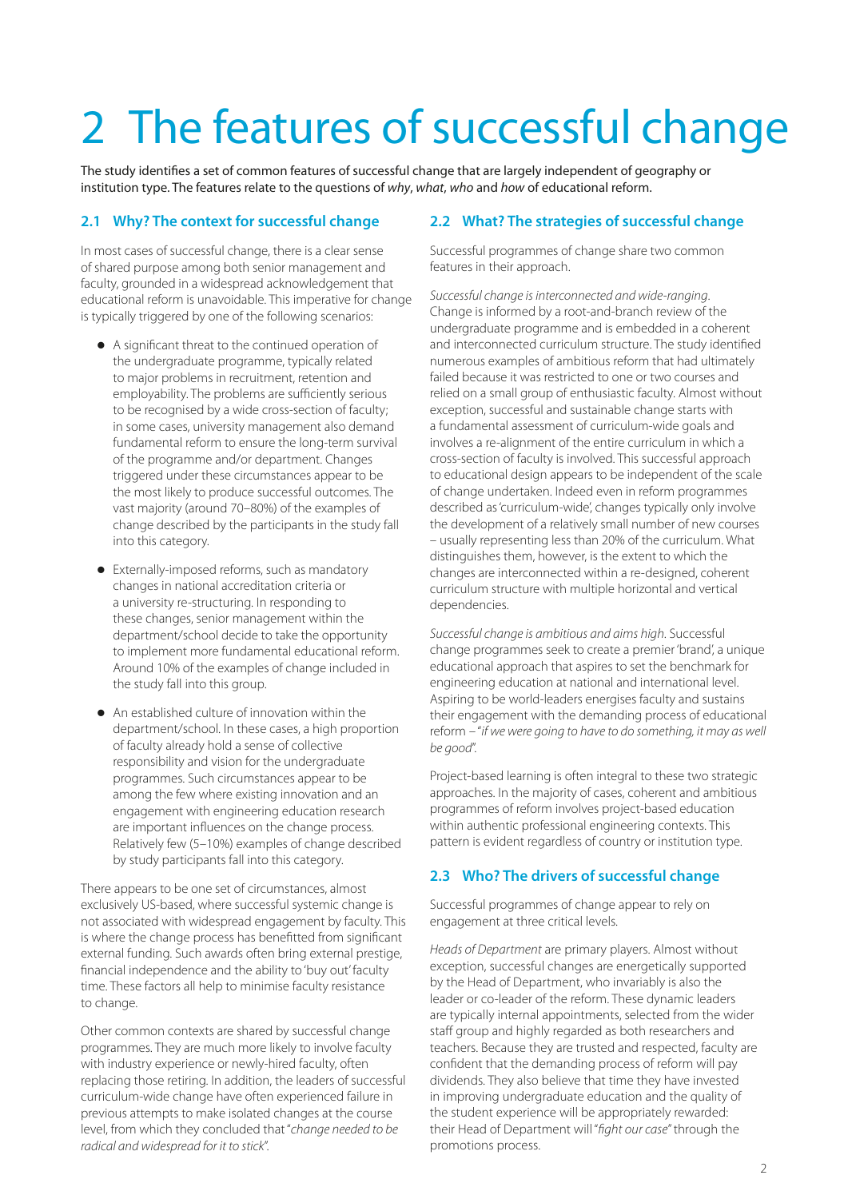# 2 The features of successful change

The study identifies a set of common features of successful change that are largely independent of geography or institution type. The features relate to the questions of *why*, *what*, *who* and *how* of educational reform.

## 2.1 Why? The context for successful change

In most cases of successful change, there is a clear sense of shared purpose among both senior management and faculty, grounded in a widespread acknowledgement that educational reform is unavoidable. This imperative for change is typically triggered by one of the following scenarios:

- A significant threat to the continued operation of the undergraduate programme, typically related to major problems in recruitment, retention and employability. The problems are sufficiently serious to be recognised by a wide cross-section of faculty; in some cases, university management also demand fundamental reform to ensure the long-term survival of the programme and/or department. Changes triggered under these circumstances appear to be the most likely to produce successful outcomes. The vast majority (around 70–80%) of the examples of change described by the participants in the study fall into this category.
- Externally-imposed reforms, such as mandatory changes in national accreditation criteria or a university re-structuring. In responding to these changes, senior management within the department/school decide to take the opportunity to implement more fundamental educational reform. Around 10% of the examples of change included in the study fall into this group.
- An established culture of innovation within the department/school. In these cases, a high proportion of faculty already hold a sense of collective responsibility and vision for the undergraduate programmes. Such circumstances appear to be among the few where existing innovation and an engagement with engineering education research are important influences on the change process. Relatively few (5–10%) examples of change described by study participants fall into this category.

There appears to be one set of circumstances, almost exclusively US-based, where successful systemic change is not associated with widespread engagement by faculty. This is where the change process has benefitted from significant external funding. Such awards often bring external prestige, financial independence and the ability to 'buy out' faculty time. These factors all help to minimise faculty resistance to change.

Other common contexts are shared by successful change programmes. They are much more likely to involve faculty with industry experience or newly-hired faculty, often replacing those retiring. In addition, the leaders of successful curriculum-wide change have often experienced failure in previous attempts to make isolated changes at the course level, from which they concluded that "*change needed to be radical and widespread for it to stick*".

## 2.2 What? The strategies of successful change

Successful programmes of change share two common features in their approach.

*Successful change is interconnected and wide-ranging.* Change is informed by a root-and-branch review of the undergraduate programme and is embedded in a coherent and interconnected curriculum structure. The study identified numerous examples of ambitious reform that had ultimately failed because it was restricted to one or two courses and relied on a small group of enthusiastic faculty. Almost without exception, successful and sustainable change starts with a fundamental assessment of curriculum-wide goals and involves a re-alignment of the entire curriculum in which a cross-section of faculty is involved. This successful approach to educational design appears to be independent of the scale of change undertaken. Indeed even in reform programmes described as 'curriculum-wide', changes typically only involve the development of a relatively small number of new courses – usually representing less than 20% of the curriculum. What distinguishes them, however, is the extent to which the changes are interconnected within a re-designed, coherent curriculum structure with multiple horizontal and vertical dependencies.

*Successful change is ambitious and aims high.* Successful change programmes seek to create a premier 'brand', a unique educational approach that aspires to set the benchmark for engineering education at national and international level. Aspiring to be world-leaders energises faculty and sustains their engagement with the demanding process of educational reform – "*if we were going to have to do something, it may as well be good*".

Project-based learning is often integral to these two strategic approaches. In the majority of cases, coherent and ambitious programmes of reform involves project-based education within authentic professional engineering contexts. This pattern is evident regardless of country or institution type.

## 2.3 Who? The drivers of successful change

Successful programmes of change appear to rely on engagement at three critical levels.

*Heads of Department* are primary players. Almost without exception, successful changes are energetically supported by the Head of Department, who invariably is also the leader or co-leader of the reform. These dynamic leaders are typically internal appointments, selected from the wider staff group and highly regarded as both researchers and teachers. Because they are trusted and respected, faculty are confident that the demanding process of reform will pay dividends. They also believe that time they have invested in improving undergraduate education and the quality of the student experience will be appropriately rewarded: their Head of Department will "*fight our case*" through the promotions process.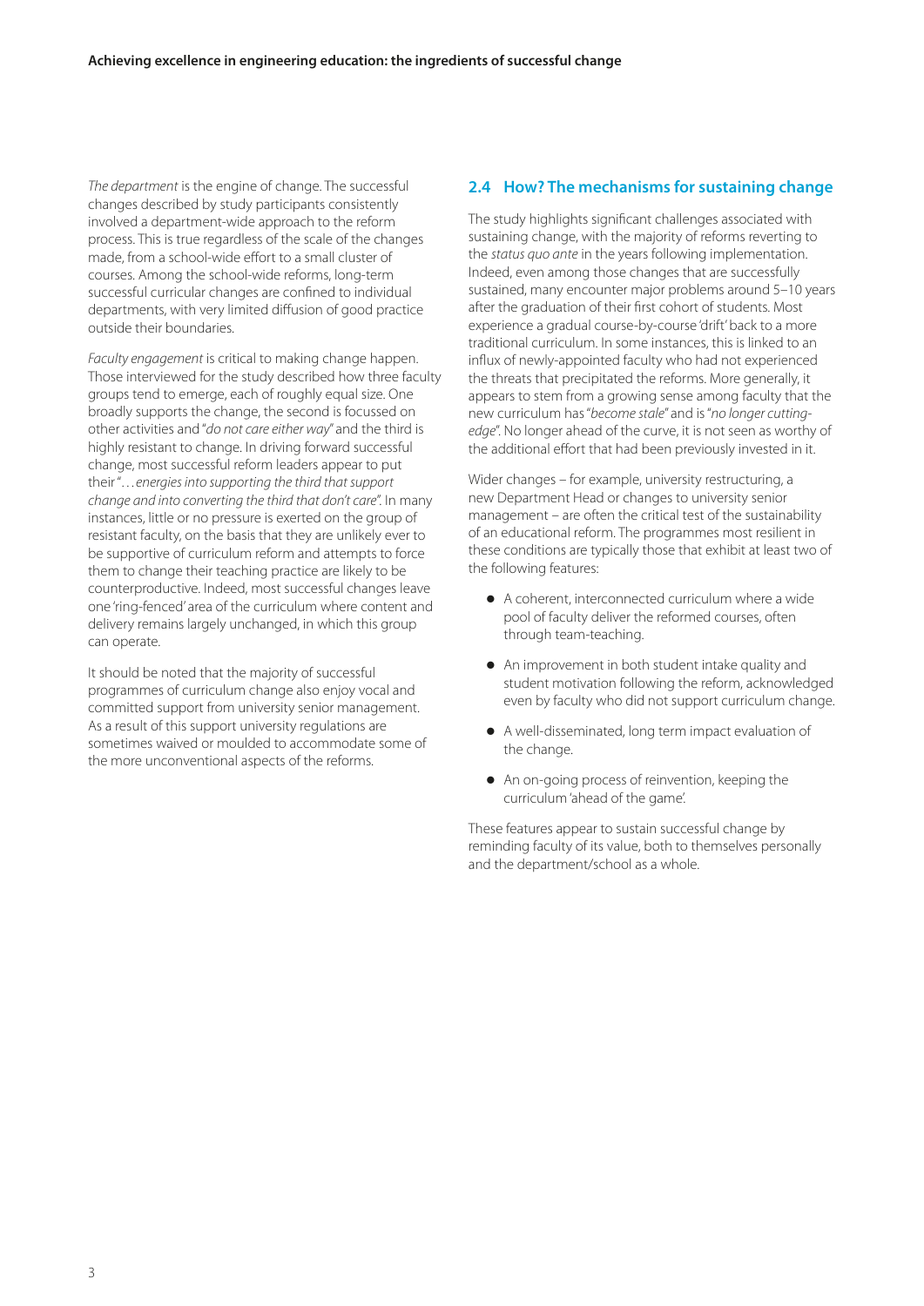*The department* is the engine of change. The successful changes described by study participants consistently involved a department-wide approach to the reform process. This is true regardless of the scale of the changes made, from a school-wide effort to a small cluster of courses. Among the school-wide reforms, long-term successful curricular changes are confined to individual departments, with very limited diffusion of good practice outside their boundaries.

*Faculty engagement* is critical to making change happen. Those interviewed for the study described how three faculty groups tend to emerge, each of roughly equal size. One broadly supports the change, the second is focussed on other activities and "*do not care either way*" and the third is highly resistant to change. In driving forward successful change, most successful reform leaders appear to put their "*…energies into supporting the third that support change and into converting the third that don't care*". In many instances, little or no pressure is exerted on the group of resistant faculty, on the basis that they are unlikely ever to be supportive of curriculum reform and attempts to force them to change their teaching practice are likely to be counterproductive. Indeed, most successful changes leave one 'ring-fenced' area of the curriculum where content and delivery remains largely unchanged, in which this group can operate.

It should be noted that the majority of successful programmes of curriculum change also enjoy vocal and committed support from university senior management. As a result of this support university regulations are sometimes waived or moulded to accommodate some of the more unconventional aspects of the reforms.

## 2.4 How? The mechanisms for sustaining change

The study highlights significant challenges associated with sustaining change, with the majority of reforms reverting to the *status quo ante* in the years following implementation. Indeed, even among those changes that are successfully sustained, many encounter major problems around 5–10 years after the graduation of their first cohort of students. Most experience a gradual course-by-course 'drift' back to a more traditional curriculum. In some instances, this is linked to an influx of newly-appointed faculty who had not experienced the threats that precipitated the reforms. More generally, it appears to stem from a growing sense among faculty that the new curriculum has "*become stale*" and is "*no longer cutting-edge*". No longer ahead of the curve, it is not seen as worthy of the additional effort that had been previously invested in it.

Wider changes – for example, university restructuring, a new Department Head or changes to university senior management – are often the critical test of the sustainability of an educational reform. The programmes most resilient in these conditions are typically those that exhibit at least two of the following features:

- A coherent, interconnected curriculum where a wide pool of faculty deliver the reformed courses, often through team-teaching.
- An improvement in both student intake quality and student motivation following the reform, acknowledged even by faculty who did not support curriculum change.
- A well-disseminated, long term impact evaluation of the change.
- An on-going process of reinvention, keeping the curriculum 'ahead of the game'.

These features appear to sustain successful change by reminding faculty of its value, both to themselves personally and the department/school as a whole.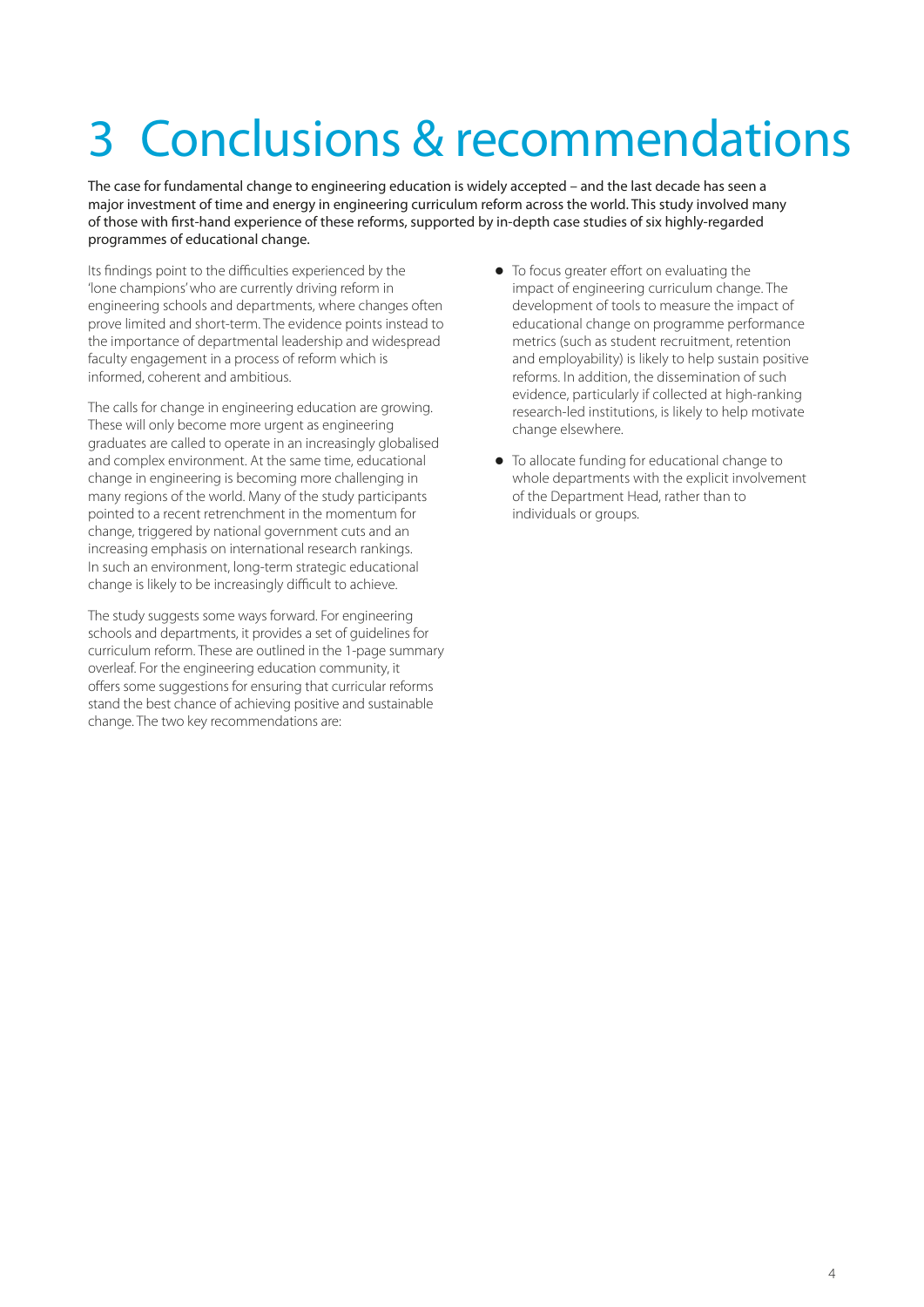# 3 Conclusions & recommendations

The case for fundamental change to engineering education is widely accepted – and the last decade has seen a major investment of time and energy in engineering curriculum reform across the world. This study involved many of those with first-hand experience of these reforms, supported by in-depth case studies of six highly-regarded programmes of educational change.

Its findings point to the difficulties experienced by the 'lone champions' who are currently driving reform in engineering schools and departments, where changes often prove limited and short-term. The evidence points instead to the importance of departmental leadership and widespread faculty engagement in a process of reform which is informed, coherent and ambitious.

The calls for change in engineering education are growing. These will only become more urgent as engineering graduates are called to operate in an increasingly globalised and complex environment. At the same time, educational change in engineering is becoming more challenging in many regions of the world. Many of the study participants pointed to a recent retrenchment in the momentum for change, triggered by national government cuts and an increasing emphasis on international research rankings. In such an environment, long-term strategic educational change is likely to be increasingly difficult to achieve.

The study suggests some ways forward. For engineering schools and departments, it provides a set of guidelines for curriculum reform. These are outlined in the 1-page summary overleaf. For the engineering education community, it offers some suggestions for ensuring that curricular reforms stand the best chance of achieving positive and sustainable change. The two key recommendations are:

- To focus greater effort on evaluating the impact of engineering curriculum change. The development of tools to measure the impact of educational change on programme performance metrics (such as student recruitment, retention and employability) is likely to help sustain positive reforms. In addition, the dissemination of such evidence, particularly if collected at high-ranking research-led institutions, is likely to help motivate change elsewhere.
- To allocate funding for educational change to whole departments with the explicit involvement of the Department Head, rather than to individuals or groups.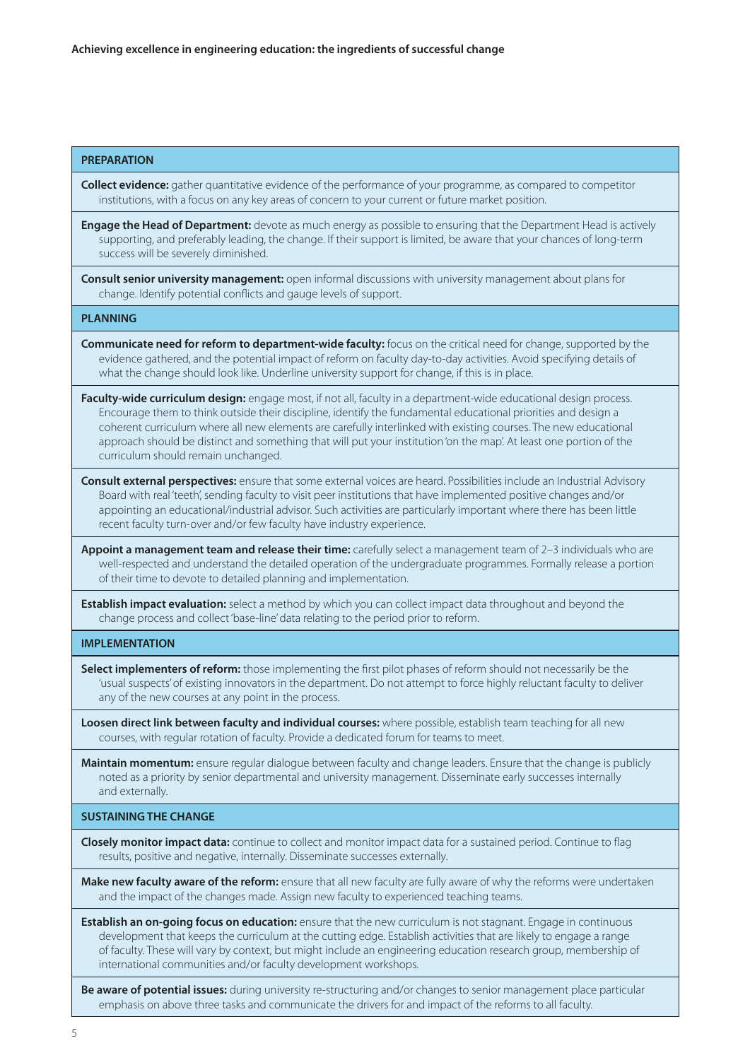| **PREPARATION** |
|---|
| **Collect evidence:** gather quantitative evidence of the performance of your programme, as compared to competitor institutions, with a focus on any key areas of concern to your current or future market position. |
| **Engage the Head of Department:** devote as much energy as possible to ensuring that the Department Head is actively supporting, and preferably leading, the change. If their support is limited, be aware that your chances of long-term success will be severely diminished. |
| **Consult senior university management:** open informal discussions with university management about plans for change. Identify potential conflicts and gauge levels of support. |
| **PLANNING** |
| **Communicate need for reform to department-wide faculty:** focus on the critical need for change, supported by the evidence gathered, and the potential impact of reform on faculty day-to-day activities. Avoid specifying details of what the change should look like. Underline university support for change, if this is in place. |
| **Faculty-wide curriculum design:** engage most, if not all, faculty in a department-wide educational design process. Encourage them to think outside their discipline, identify the fundamental educational priorities and design a coherent curriculum where all new elements are carefully interlinked with existing courses. The new educational approach should be distinct and something that will put your institution 'on the map'. At least one portion of the curriculum should remain unchanged. |
| **Consult external perspectives:** ensure that some external voices are heard. Possibilities include an Industrial Advisory Board with real 'teeth', sending faculty to visit peer institutions that have implemented positive changes and/or appointing an educational/industrial advisor. Such activities are particularly important where there has been little recent faculty turn-over and/or few faculty have industry experience. |
| **Appoint a management team and release their time:** carefully select a management team of 2–3 individuals who are well-respected and understand the detailed operation of the undergraduate programmes. Formally release a portion of their time to devote to detailed planning and implementation. |
| **Establish impact evaluation:** select a method by which you can collect impact data throughout and beyond the change process and collect 'base-line' data relating to the period prior to reform. |
| **IMPLEMENTATION** |
| **Select implementers of reform:** those implementing the first pilot phases of reform should not necessarily be the 'usual suspects' of existing innovators in the department. Do not attempt to force highly reluctant faculty to deliver any of the new courses at any point in the process. |
| **Loosen direct link between faculty and individual courses:** where possible, establish team teaching for all new courses, with regular rotation of faculty. Provide a dedicated forum for teams to meet. |
| **Maintain momentum:** ensure regular dialogue between faculty and change leaders. Ensure that the change is publicly noted as a priority by senior departmental and university management. Disseminate early successes internally and externally. |
| **SUSTAINING THE CHANGE** |
| **Closely monitor impact data:** continue to collect and monitor impact data for a sustained period. Continue to flag results, positive and negative, internally. Disseminate successes externally. |
| **Make new faculty aware of the reform:** ensure that all new faculty are fully aware of why the reforms were undertaken and the impact of the changes made. Assign new faculty to experienced teaching teams. |
| **Establish an on-going focus on education:** ensure that the new curriculum is not stagnant. Engage in continuous development that keeps the curriculum at the cutting edge. Establish activities that are likely to engage a range of faculty. These will vary by context, but might include an engineering education research group, membership of international communities and/or faculty development workshops. |
| **Be aware of potential issues:** during university re-structuring and/or changes to senior management place particular emphasis on above three tasks and communicate the drivers for and impact of the reforms to all faculty. |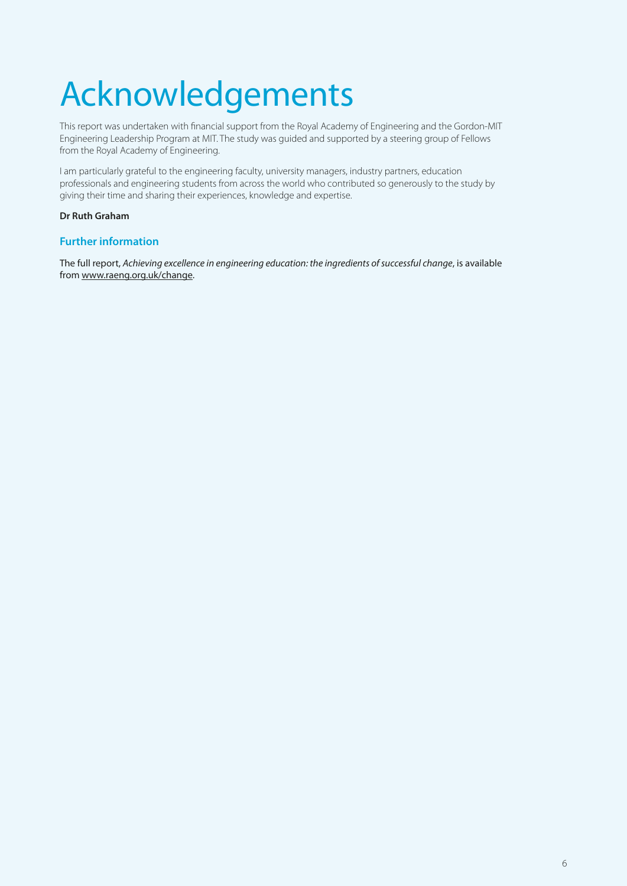# Acknowledgements

This report was undertaken with financial support from the Royal Academy of Engineering and the Gordon-MIT Engineering Leadership Program at MIT. The study was guided and supported by a steering group of Fellows from the Royal Academy of Engineering.

I am particularly grateful to the engineering faculty, university managers, industry partners, education professionals and engineering students from across the world who contributed so generously to the study by giving their time and sharing their experiences, knowledge and expertise.

**Dr Ruth Graham**

## Further information

The full report, *Achieving excellence in engineering education: the ingredients of successful change*, is available from www.raeng.org.uk/change.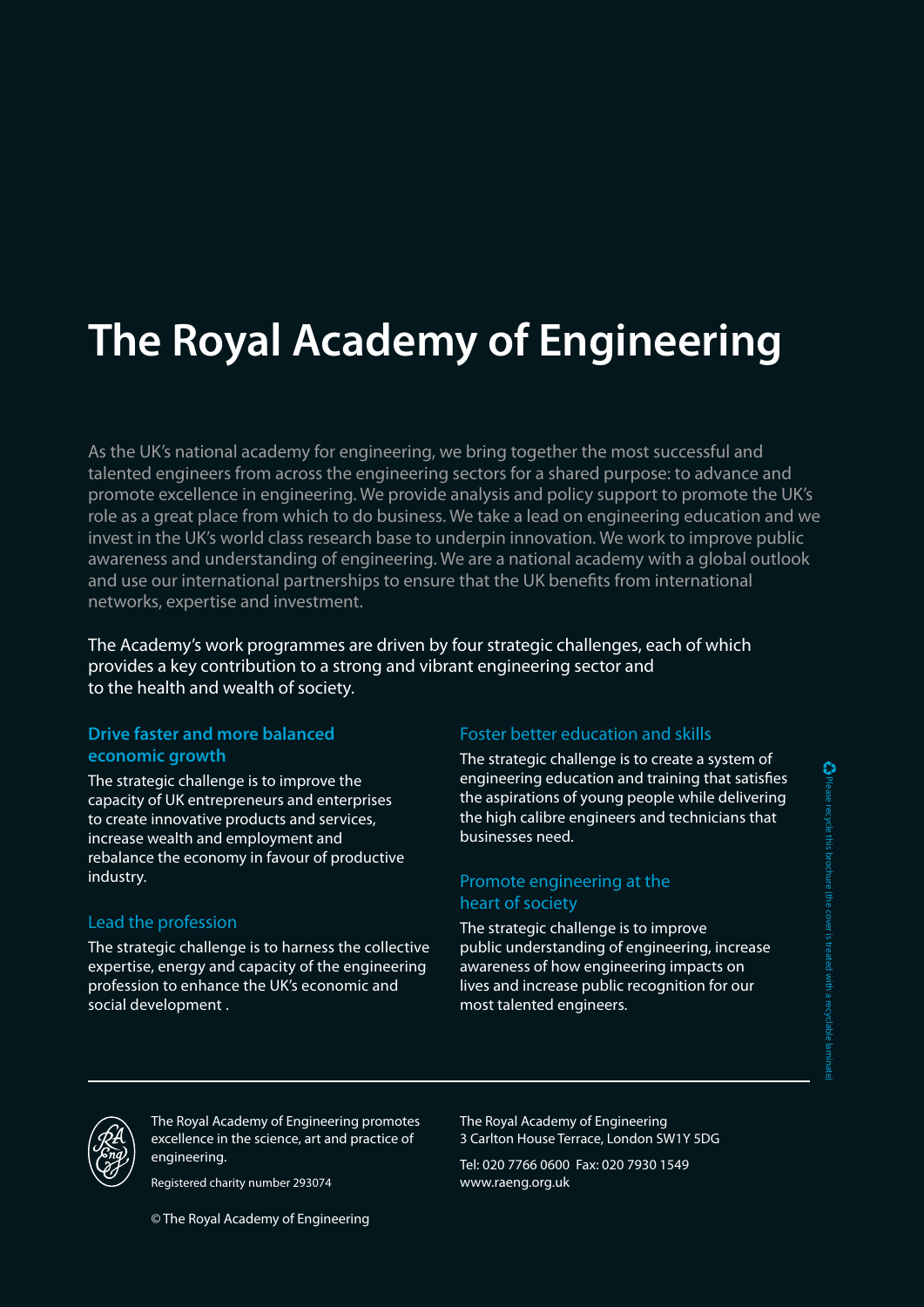# The Royal Academy of Engineering

As the UK's national academy for engineering, we bring together the most successful and talented engineers from across the engineering sectors for a shared purpose: to advance and promote excellence in engineering. We provide analysis and policy support to promote the UK's role as a great place from which to do business. We take a lead on engineering education and we invest in the UK's world class research base to underpin innovation. We work to improve public awareness and understanding of engineering. We are a national academy with a global outlook and use our international partnerships to ensure that the UK benefits from international networks, expertise and investment.

The Academy's work programmes are driven by four strategic challenges, each of which provides a key contribution to a strong and vibrant engineering sector and to the health and wealth of society.

### Drive faster and more balanced economic growth

The strategic challenge is to improve the capacity of UK entrepreneurs and enterprises to create innovative products and services, increase wealth and employment and rebalance the economy in favour of productive industry.

### Lead the profession

The strategic challenge is to harness the collective expertise, energy and capacity of the engineering profession to enhance the UK's economic and social development .

### Foster better education and skills

The strategic challenge is to create a system of engineering education and training that satisfies the aspirations of young people while delivering the high calibre engineers and technicians that businesses need.

### Promote engineering at the heart of society

The strategic challenge is to improve public understanding of engineering, increase awareness of how engineering impacts on lives and increase public recognition for our most talented engineers.

Please recycle this brochure (the cover is treated with a recyclable laminate)

---

The Royal Academy of Engineering promotes excellence in the science, art and practice of engineering.

Registered charity number 293074

The Royal Academy of Engineering
3 Carlton House Terrace, London SW1Y 5DG

Tel: 020 7766 0600 Fax: 020 7930 1549
www.raeng.org.uk

© The Royal Academy of Engineering